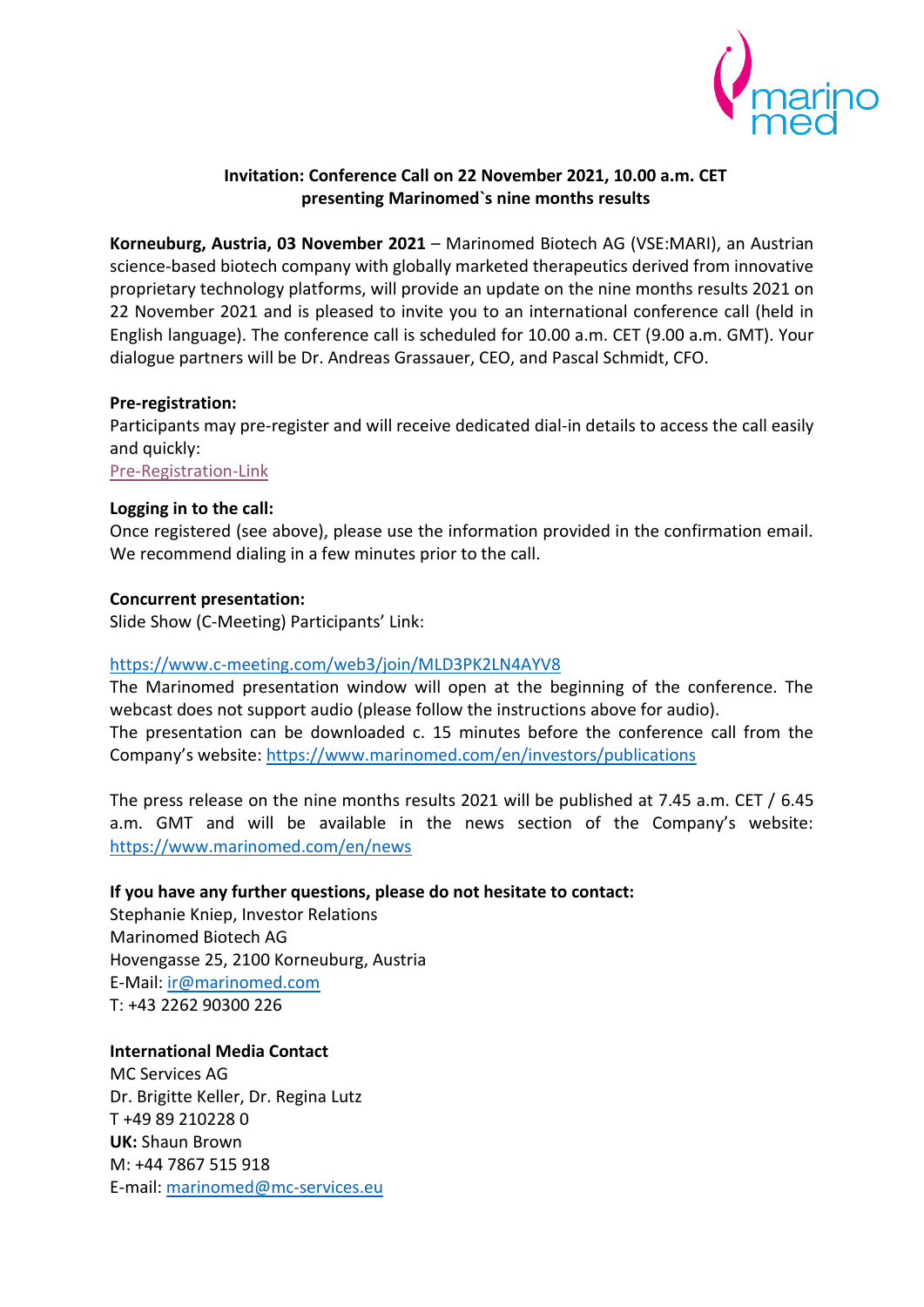**Invitation: Conference Call on 22 November 2021, 10.00 a.m. CET presenting Marinomed`s nine months results**

**Korneuburg, Austria, 03 November 2021** – Marinomed Biotech AG (VSE:MARI), an Austrian science-based biotech company with globally marketed therapeutics derived from innovative proprietary technology platforms, will provide an update on the nine months results 2021 on 22 November 2021 and is pleased to invite you to an international conference call (held in English language). The conference call is scheduled for 10.00 a.m. CET (9.00 a.m. GMT). Your dialogue partners will be Dr. Andreas Grassauer, CEO, and Pascal Schmidt, CFO.

**Pre-registration:**
Participants may pre-register and will receive dedicated dial-in details to access the call easily and quickly:
Pre-Registration-Link

**Logging in to the call:**
Once registered (see above), please use the information provided in the confirmation email. We recommend dialing in a few minutes prior to the call.

**Concurrent presentation:**
Slide Show (C-Meeting) Participants' Link:

https://www.c-meeting.com/web3/join/MLD3PK2LN4AYV8
The Marinomed presentation window will open at the beginning of the conference. The webcast does not support audio (please follow the instructions above for audio).
The presentation can be downloaded c. 15 minutes before the conference call from the Company's website: https://www.marinomed.com/en/investors/publications

The press release on the nine months results 2021 will be published at 7.45 a.m. CET / 6.45 a.m. GMT and will be available in the news section of the Company's website: https://www.marinomed.com/en/news

**If you have any further questions, please do not hesitate to contact:**
Stephanie Kniep, Investor Relations
Marinomed Biotech AG
Hovengasse 25, 2100 Korneuburg, Austria
E-Mail: ir@marinomed.com
T: +43 2262 90300 226

**International Media Contact**
MC Services AG
Dr. Brigitte Keller, Dr. Regina Lutz
T +49 89 210228 0
**UK:** Shaun Brown
M: +44 7867 515 918
E-mail: marinomed@mc-services.eu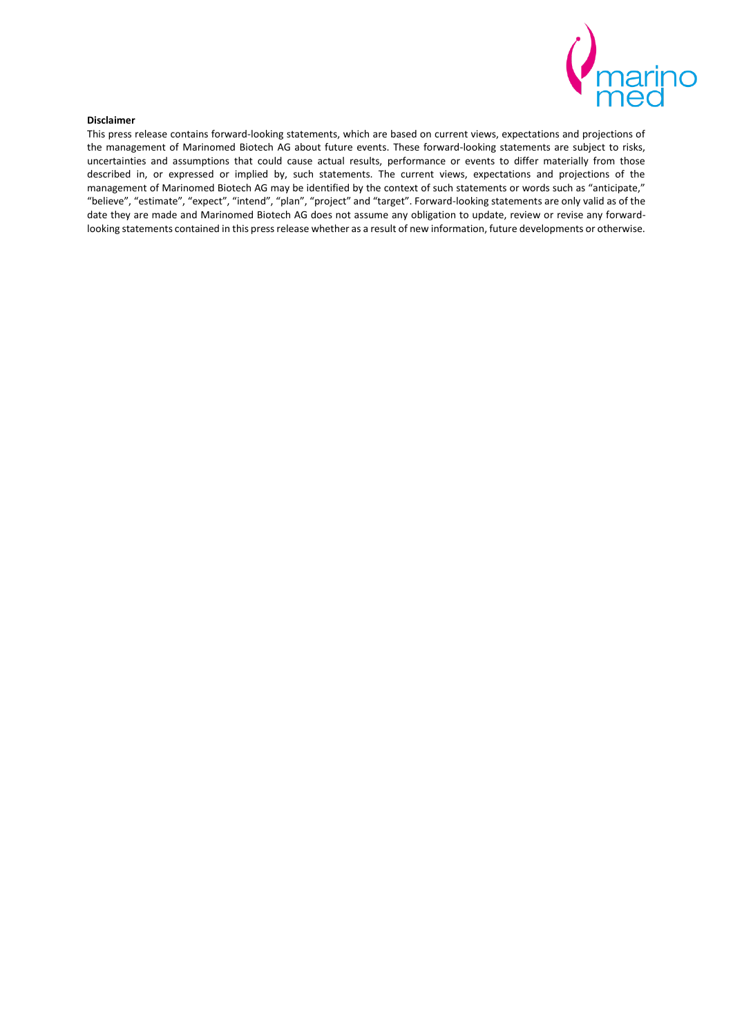**Disclaimer**

This press release contains forward-looking statements, which are based on current views, expectations and projections of the management of Marinomed Biotech AG about future events. These forward-looking statements are subject to risks, uncertainties and assumptions that could cause actual results, performance or events to differ materially from those described in, or expressed or implied by, such statements. The current views, expectations and projections of the management of Marinomed Biotech AG may be identified by the context of such statements or words such as "anticipate," "believe", "estimate", "expect", "intend", "plan", "project" and "target". Forward-looking statements are only valid as of the date they are made and Marinomed Biotech AG does not assume any obligation to update, review or revise any forward-looking statements contained in this press release whether as a result of new information, future developments or otherwise.